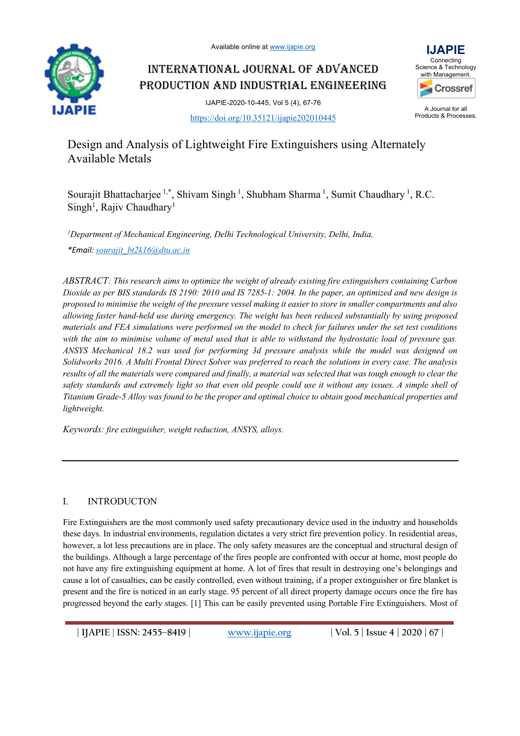# Design and Analysis of Lightweight Fire Extinguishers using Alternately Available Metals

Sourajit Bhattacharjee [1,*], Shivam Singh [1], Shubham Sharma [1], Sumit Chaudhary [1], R.C. Singh[1], Rajiv Chaudhary[1]

*[1]Department of Mechanical Engineering, Delhi Technological University, Delhi, India,*

*\*Email: sourajit_bt2k16@dtu.ac.in*

*ABSTRACT: This research aims to optimize the weight of already existing fire extinguishers containing Carbon Dioxide as per BIS standards IS 2190: 2010 and IS 7285-1: 2004. In the paper, an optimized and new design is proposed to minimise the weight of the pressure vessel making it easier to store in smaller compartments and also allowing faster hand-held use during emergency. The weight has been reduced substantially by using proposed materials and FEA simulations were performed on the model to check for failures under the set test conditions with the aim to minimise volume of metal used that is able to withstand the hydrostatic load of pressure gas. ANSYS Mechanical 18.2 was used for performing 3d pressure analysis while the model was designed on Solidworks 2016. A Multi Frontal Direct Solver was preferred to reach the solutions in every case. The analysis results of all the materials were compared and finally, a material was selected that was tough enough to clear the safety standards and extremely light so that even old people could use it without any issues. A simple shell of Titanium Grade-5 Alloy was found to be the proper and optimal choice to obtain good mechanical properties and lightweight.*

*Keywords: fire extinguisher, weight reduction, ANSYS, alloys.*

## I. INTRODUCTON

Fire Extinguishers are the most commonly used safety precautionary device used in the industry and households these days. In industrial environments, regulation dictates a very strict fire prevention policy. In residential areas, however, a lot less precautions are in place. The only safety measures are the conceptual and structural design of the buildings. Although a large percentage of the fires people are confronted with occur at home, most people do not have any fire extinguishing equipment at home. A lot of fires that result in destroying one's belongings and cause a lot of casualties, can be easily controlled, even without training, if a proper extinguisher or fire blanket is present and the fire is noticed in an early stage. 95 percent of all direct property damage occurs once the fire has progressed beyond the early stages. [1] This can be easily prevented using Portable Fire Extinguishers. Most of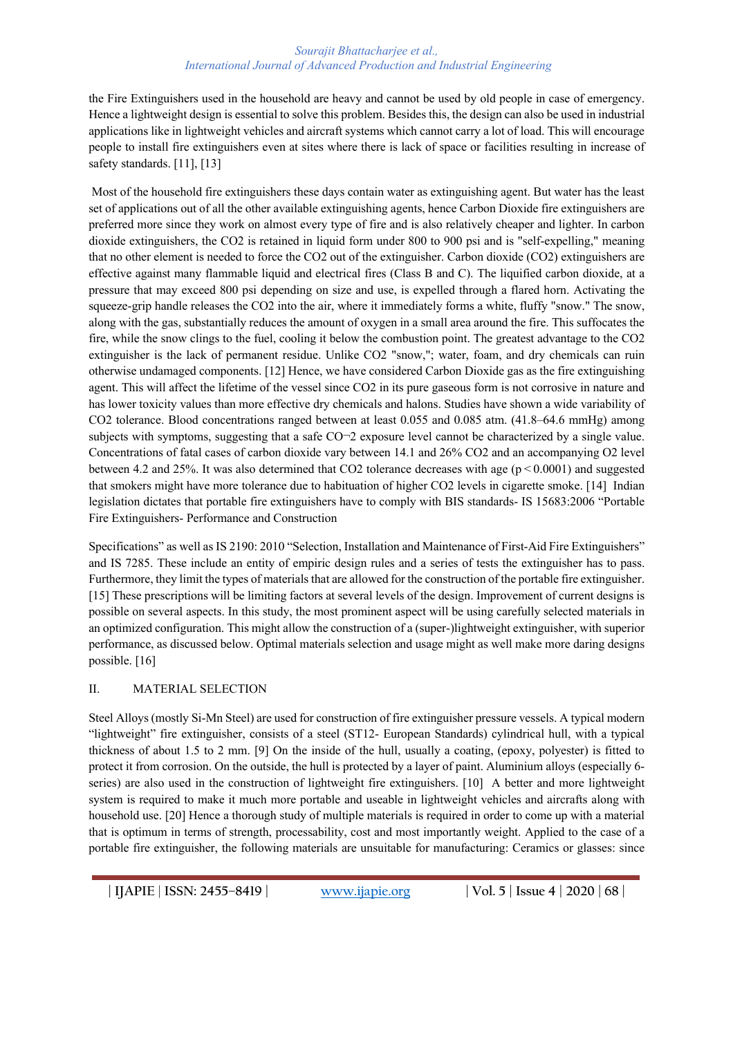the Fire Extinguishers used in the household are heavy and cannot be used by old people in case of emergency. Hence a lightweight design is essential to solve this problem. Besides this, the design can also be used in industrial applications like in lightweight vehicles and aircraft systems which cannot carry a lot of load. This will encourage people to install fire extinguishers even at sites where there is lack of space or facilities resulting in increase of safety standards. [11], [13]

Most of the household fire extinguishers these days contain water as extinguishing agent. But water has the least set of applications out of all the other available extinguishing agents, hence Carbon Dioxide fire extinguishers are preferred more since they work on almost every type of fire and is also relatively cheaper and lighter. In carbon dioxide extinguishers, the $CO_2$ is retained in liquid form under 800 to 900 psi and is "self-expelling," meaning that no other element is needed to force the $CO_2$ out of the extinguisher. Carbon dioxide ($CO_2$) extinguishers are effective against many flammable liquid and electrical fires (Class B and C). The liquified carbon dioxide, at a pressure that may exceed 800 psi depending on size and use, is expelled through a flared horn. Activating the squeeze-grip handle releases the $CO_2$ into the air, where it immediately forms a white, fluffy "snow." The snow, along with the gas, substantially reduces the amount of oxygen in a small area around the fire. This suffocates the fire, while the snow clings to the fuel, cooling it below the combustion point. The greatest advantage to the $CO_2$ extinguisher is the lack of permanent residue. Unlike $CO_2$ "snow,"; water, foam, and dry chemicals can ruin otherwise undamaged components. [12] Hence, we have considered Carbon Dioxide gas as the fire extinguishing agent. This will affect the lifetime of the vessel since $CO_2$ in its pure gaseous form is not corrosive in nature and has lower toxicity values than more effective dry chemicals and halons. Studies have shown a wide variability of $CO_2$ tolerance. Blood concentrations ranged between at least 0.055 and 0.085 atm. (41.8–64.6 mmHg) among subjects with symptoms, suggesting that a safe CO¬2 exposure level cannot be characterized by a single value. Concentrations of fatal cases of carbon dioxide vary between 14.1 and 26% $CO_2$ and an accompanying $O_2$ level between 4.2 and 25%. It was also determined that $CO_2$ tolerance decreases with age ($p < 0.0001$) and suggested that smokers might have more tolerance due to habituation of higher $CO_2$ levels in cigarette smoke. [14] Indian legislation dictates that portable fire extinguishers have to comply with BIS standards- IS 15683:2006 "Portable Fire Extinguishers- Performance and Construction

Specifications" as well as IS 2190: 2010 "Selection, Installation and Maintenance of First-Aid Fire Extinguishers" and IS 7285. These include an entity of empiric design rules and a series of tests the extinguisher has to pass. Furthermore, they limit the types of materials that are allowed for the construction of the portable fire extinguisher. [15] These prescriptions will be limiting factors at several levels of the design. Improvement of current designs is possible on several aspects. In this study, the most prominent aspect will be using carefully selected materials in an optimized configuration. This might allow the construction of a (super-)lightweight extinguisher, with superior performance, as discussed below. Optimal materials selection and usage might as well make more daring designs possible. [16]

## II. MATERIAL SELECTION

Steel Alloys (mostly Si-Mn Steel) are used for construction of fire extinguisher pressure vessels. A typical modern "lightweight" fire extinguisher, consists of a steel (ST12- European Standards) cylindrical hull, with a typical thickness of about 1.5 to 2 mm. [9] On the inside of the hull, usually a coating, (epoxy, polyester) is fitted to protect it from corrosion. On the outside, the hull is protected by a layer of paint. Aluminium alloys (especially 6-series) are also used in the construction of lightweight fire extinguishers. [10] A better and more lightweight system is required to make it much more portable and useable in lightweight vehicles and aircrafts along with household use. [20] Hence a thorough study of multiple materials is required in order to come up with a material that is optimum in terms of strength, processability, cost and most importantly weight. Applied to the case of a portable fire extinguisher, the following materials are unsuitable for manufacturing: Ceramics or glasses: since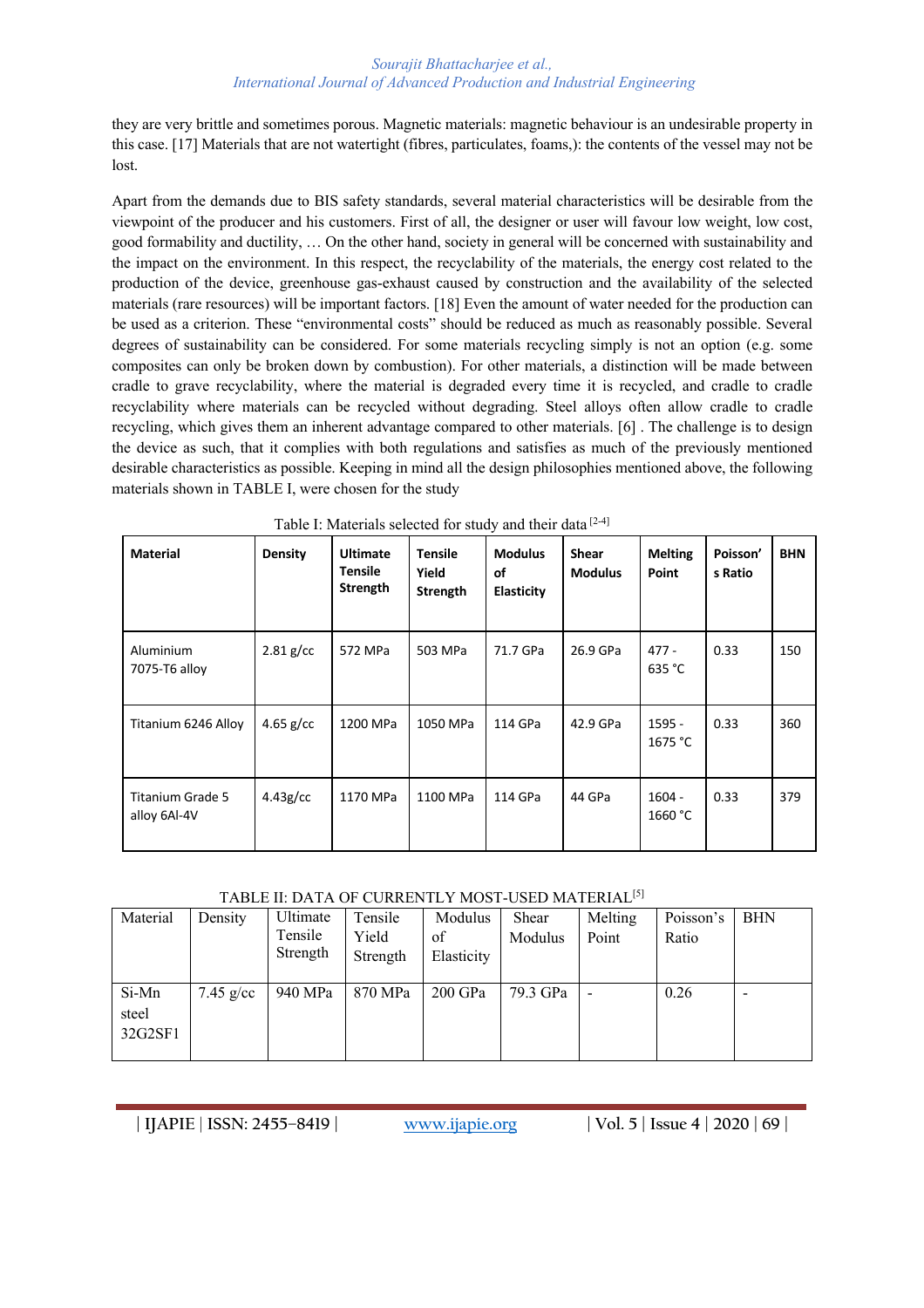they are very brittle and sometimes porous. Magnetic materials: magnetic behaviour is an undesirable property in this case. [17] Materials that are not watertight (fibres, particulates, foams,): the contents of the vessel may not be lost.

Apart from the demands due to BIS safety standards, several material characteristics will be desirable from the viewpoint of the producer and his customers. First of all, the designer or user will favour low weight, low cost, good formability and ductility, … On the other hand, society in general will be concerned with sustainability and the impact on the environment. In this respect, the recyclability of the materials, the energy cost related to the production of the device, greenhouse gas-exhaust caused by construction and the availability of the selected materials (rare resources) will be important factors. [18] Even the amount of water needed for the production can be used as a criterion. These "environmental costs" should be reduced as much as reasonably possible. Several degrees of sustainability can be considered. For some materials recycling simply is not an option (e.g. some composites can only be broken down by combustion). For other materials, a distinction will be made between cradle to grave recyclability, where the material is degraded every time it is recycled, and cradle to cradle recyclability where materials can be recycled without degrading. Steel alloys often allow cradle to cradle recycling, which gives them an inherent advantage compared to other materials. [6] . The challenge is to design the device as such, that it complies with both regulations and satisfies as much of the previously mentioned desirable characteristics as possible. Keeping in mind all the design philosophies mentioned above, the following materials shown in TABLE I, were chosen for the study

Table I: Materials selected for study and their data [2-4]

| Material | Density | Ultimate Tensile Strength | Tensile Yield Strength | Modulus of Elasticity | Shear Modulus | Melting Point | Poisson's Ratio | BHN |
|---|---|---|---|---|---|---|---|---|
| Aluminium 7075-T6 alloy | 2.81 g/cc | 572 MPa | 503 MPa | 71.7 GPa | 26.9 GPa | 477 - 635 °C | 0.33 | 150 |
| Titanium 6246 Alloy | 4.65 g/cc | 1200 MPa | 1050 MPa | 114 GPa | 42.9 GPa | 1595 - 1675 °C | 0.33 | 360 |
| Titanium Grade 5 alloy 6Al-4V | 4.43g/cc | 1170 MPa | 1100 MPa | 114 GPa | 44 GPa | 1604 - 1660 °C | 0.33 | 379 |

TABLE II: DATA OF CURRENTLY MOST-USED MATERIAL[5]

| Material | Density | Ultimate Tensile Strength | Tensile Yield Strength | Modulus of Elasticity | Shear Modulus | Melting Point | Poisson's Ratio | BHN |
|---|---|---|---|---|---|---|---|---|
| Si-Mn steel 32G2SF1 | 7.45 g/cc | 940 MPa | 870 MPa | 200 GPa | 79.3 GPa | - | 0.26 | - |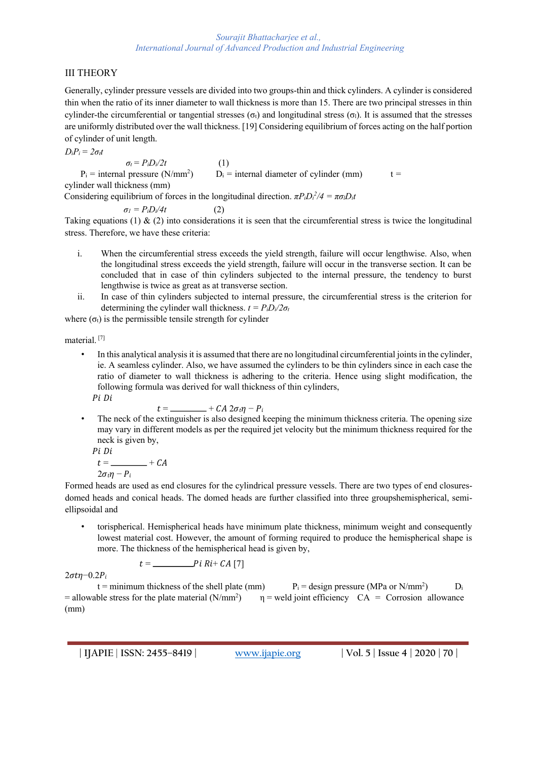## III THEORY

Generally, cylinder pressure vessels are divided into two groups-thin and thick cylinders. A cylinder is considered thin when the ratio of its inner diameter to wall thickness is more than 15. There are two principal stresses in thin cylinder-the circumferential or tangential stresses ($\sigma_t$) and longitudinal stress ($\sigma_l$). It is assumed that the stresses are uniformly distributed over the wall thickness. [19] Considering equilibrium of forces acting on the half portion of cylinder of unit length.

$D_i P_i = 2\sigma_t t$

$$\sigma_t = P_i D_i / 2t \qquad (1)$$

$P_i$ = internal pressure (N/mm$^2$) $D_i$ = internal diameter of cylinder (mm) $t$ = cylinder wall thickness (mm)

Considering equilibrium of forces in the longitudinal direction. $\pi P_i D_i^2/4 = \pi \sigma_l D_i t$

$$\sigma_l = P_i D_i / 4t \qquad (2)$$

Taking equations (1) & (2) into considerations it is seen that the circumferential stress is twice the longitudinal stress. Therefore, we have these criteria:

i. When the circumferential stress exceeds the yield strength, failure will occur lengthwise. Also, when the longitudinal stress exceeds the yield strength, failure will occur in the transverse section. It can be concluded that in case of thin cylinders subjected to the internal pressure, the tendency to burst lengthwise is twice as great as at transverse section.
ii. In case of thin cylinders subjected to internal pressure, the circumferential stress is the criterion for determining the cylinder wall thickness. $t = P_i D_i / 2\sigma_t$

where ($\sigma_t$) is the permissible tensile strength for cylinder material. [7]

- In this analytical analysis it is assumed that there are no longitudinal circumferential joints in the cylinder, ie. A seamless cylinder. Also, we have assumed the cylinders to be thin cylinders since in each case the ratio of diameter to wall thickness is adhering to the criteria. Hence using slight modification, the following formula was derived for wall thickness of thin cylinders,

$$t = \frac{P_i D_i}{2\sigma_t \eta - P_i} + CA$$

- The neck of the extinguisher is also designed keeping the minimum thickness criteria. The opening size may vary in different models as per the required jet velocity but the minimum thickness required for the neck is given by,

$$t = \frac{P_i D_i}{2\sigma_t \eta - P_i} + CA$$

Formed heads are used as end closures for the cylindrical pressure vessels. There are two types of end closures-domed heads and conical heads. The domed heads are further classified into three groupshemispherical, semi-ellipsoidal and

- torispherical. Hemispherical heads have minimum plate thickness, minimum weight and consequently lowest material cost. However, the amount of forming required to produce the hemispherical shape is more. The thickness of the hemispherical head is given by,

$$t = \frac{P_i R_i}{2\sigma t \eta - 0.2P_i} + CA \; [7]$$

$t$ = minimum thickness of the shell plate (mm) $P_i$ = design pressure (MPa or N/mm$^2$) $D_i$ = allowable stress for the plate material (N/mm$^2$) $\eta$ = weld joint efficiency CA = Corrosion allowance (mm)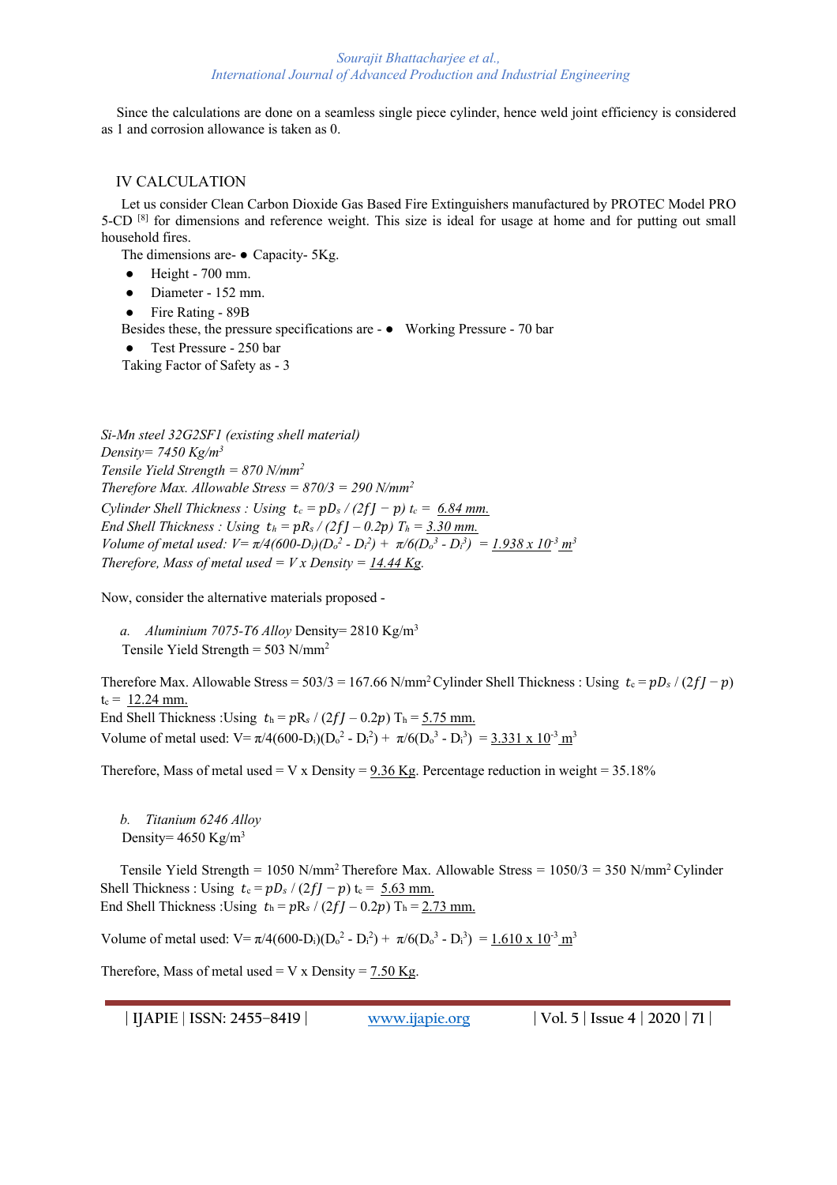Since the calculations are done on a seamless single piece cylinder, hence weld joint efficiency is considered as 1 and corrosion allowance is taken as 0.

## IV CALCULATION

Let us consider Clean Carbon Dioxide Gas Based Fire Extinguishers manufactured by PROTEC Model PRO 5-CD [8] for dimensions and reference weight. This size is ideal for usage at home and for putting out small household fires.

The dimensions are-

- Capacity- 5Kg.
- Height - 700 mm.
- Diameter - 152 mm.
- Fire Rating - 89B

Besides these, the pressure specifications are -

- Working Pressure - 70 bar
- Test Pressure - 250 bar

Taking Factor of Safety as - 3

*Si-Mn steel 32G2SF1 (existing shell material)*
*Density= 7450 Kg/m$^3$*
*Tensile Yield Strength = 870 N/mm$^2$*
*Therefore Max. Allowable Stress = 870/3 = 290 N/mm$^2$*
*Cylinder Shell Thickness : Using* $t_c = pD_s / (2fJ - p)$ $t_c$ = 6.84 mm.
*End Shell Thickness : Using* $t_h = pR_s / (2fJ - 0.2p)$ $T_h$ = 3.30 mm.
*Volume of metal used:* $V = \pi/4(600-D_i)(D_o^2 - D_i^2) + \pi/6(D_o^3 - D_i^3)$ = $1.938 \times 10^{-3}$ m$^3$
*Therefore, Mass of metal used = V x Density =* 14.44 Kg.

Now, consider the alternative materials proposed -

a. *Aluminium 7075-T6 Alloy* Density= 2810 Kg/m$^3$
Tensile Yield Strength = 503 N/mm$^2$

Therefore Max. Allowable Stress = 503/3 = 167.66 N/mm$^2$ Cylinder Shell Thickness : Using $t_c = pD_s / (2fJ - p)$ $t_c$ = 12.24 mm.
End Shell Thickness :Using $t_h = pR_s / (2fJ - 0.2p)$ $T_h$ = 5.75 mm.
Volume of metal used: $V = \pi/4(600-D_i)(D_o^2 - D_i^2) + \pi/6(D_o^3 - D_i^3)$ = $3.331 \times 10^{-3}$ m$^3$

Therefore, Mass of metal used = V x Density = 9.36 Kg. Percentage reduction in weight = 35.18%

b. *Titanium 6246 Alloy*
Density= 4650 Kg/m$^3$

Tensile Yield Strength = 1050 N/mm$^2$ Therefore Max. Allowable Stress = 1050/3 = 350 N/mm$^2$ Cylinder Shell Thickness : Using $t_c = pD_s / (2fJ - p)$ $t_c$ = 5.63 mm.
End Shell Thickness :Using $t_h = pR_s / (2fJ - 0.2p)$ $T_h$ = 2.73 mm.

Volume of metal used: $V = \pi/4(600-D_i)(D_o^2 - D_i^2) + \pi/6(D_o^3 - D_i^3)$ = $1.610 \times 10^{-3}$ m$^3$

Therefore, Mass of metal used = V x Density = 7.50 Kg.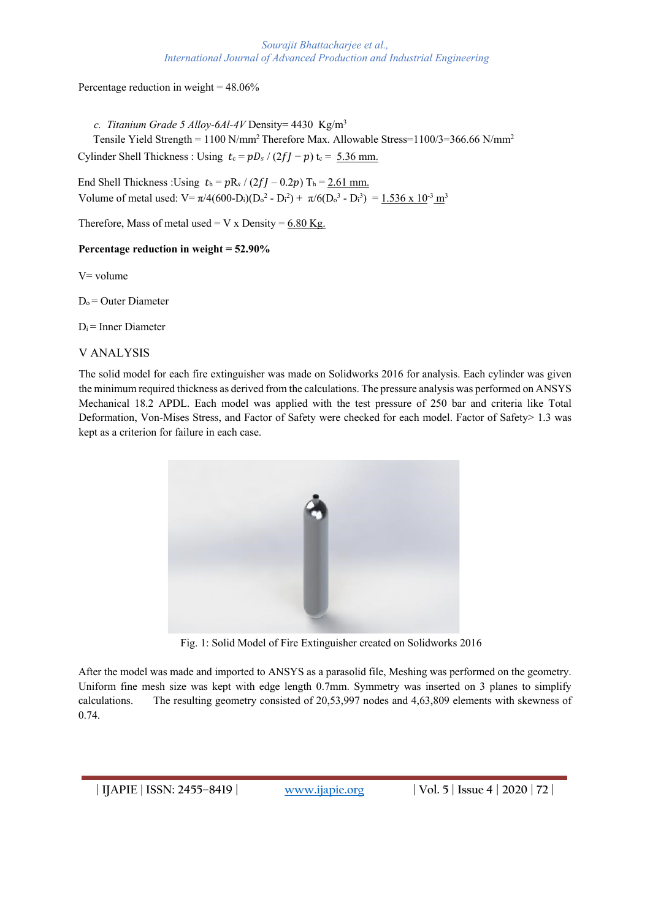Percentage reduction in weight = 48.06%

c. *Titanium Grade 5 Alloy-6Al-4V* Density= 4430 Kg/m$^3$

Tensile Yield Strength = 1100 N/mm$^2$ Therefore Max. Allowable Stress=1100/3=366.66 N/mm$^2$

Cylinder Shell Thickness : Using $t_c = pD_s / (2fJ - p)$ $t_c$ = 5.36 mm.

End Shell Thickness :Using $t_h = pR_s / (2fJ - 0.2p)$ $T_h$ = 2.61 mm.

Volume of metal used: V= $\pi/4(600\text{-}D_i)(D_o^2 - D_i^2) + \pi/6(D_o^3 - D_i^3)$ = 1.536 x 10$^{-3}$ m$^3$

Therefore, Mass of metal used = V x Density = 6.80 Kg.

**Percentage reduction in weight = 52.90%**

V= volume

$D_o$ = Outer Diameter

$D_i$ = Inner Diameter

## V ANALYSIS

The solid model for each fire extinguisher was made on Solidworks 2016 for analysis. Each cylinder was given the minimum required thickness as derived from the calculations. The pressure analysis was performed on ANSYS Mechanical 18.2 APDL. Each model was applied with the test pressure of 250 bar and criteria like Total Deformation, Von-Mises Stress, and Factor of Safety were checked for each model. Factor of Safety> 1.3 was kept as a criterion for failure in each case.

Fig. 1: Solid Model of Fire Extinguisher created on Solidworks 2016

After the model was made and imported to ANSYS as a parasolid file, Meshing was performed on the geometry. Uniform fine mesh size was kept with edge length 0.7mm. Symmetry was inserted on 3 planes to simplify calculations. The resulting geometry consisted of 20,53,997 nodes and 4,63,809 elements with skewness of 0.74.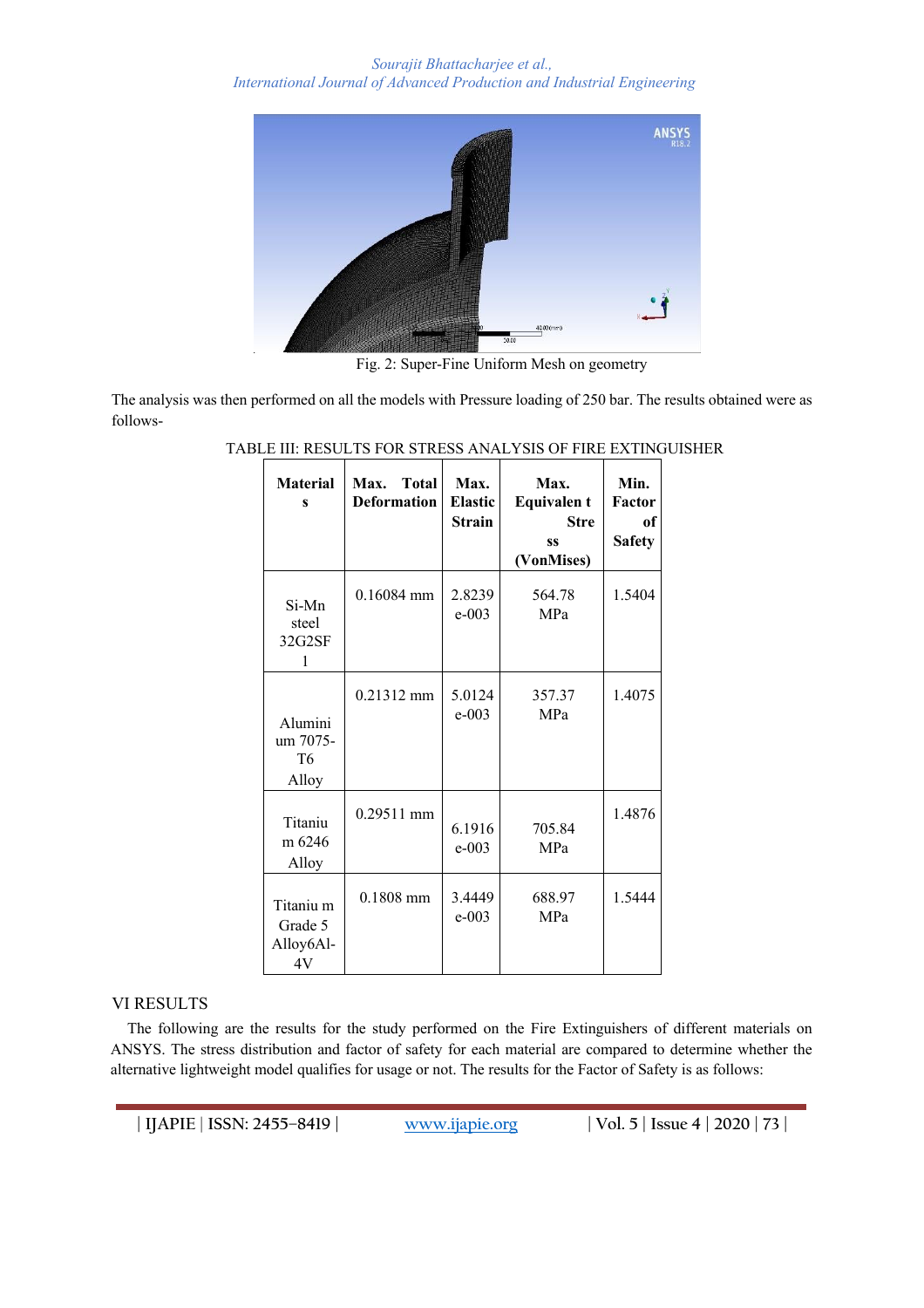Fig. 2: Super-Fine Uniform Mesh on geometry

The analysis was then performed on all the models with Pressure loading of 250 bar. The results obtained were as follows-

TABLE III: RESULTS FOR STRESS ANALYSIS OF FIRE EXTINGUISHER

| Materials | Max. Total Deformation | Max. Elastic Strain | Max. Equivalent Stress (VonMises) | Min. Factor of Safety |
|---|---|---|---|---|
| Si-Mn steel 32G2SF 1 | 0.16084 mm | 2.8239 e-003 | 564.78 MPa | 1.5404 |
| Aluminium 7075-T6 Alloy | 0.21312 mm | 5.0124 e-003 | 357.37 MPa | 1.4075 |
| Titanium 6246 Alloy | 0.29511 mm | 6.1916 e-003 | 705.84 MPa | 1.4876 |
| Titanium Grade 5 Alloy6Al-4V | 0.1808 mm | 3.4449 e-003 | 688.97 MPa | 1.5444 |

## VI RESULTS

The following are the results for the study performed on the Fire Extinguishers of different materials on ANSYS. The stress distribution and factor of safety for each material are compared to determine whether the alternative lightweight model qualifies for usage or not. The results for the Factor of Safety is as follows: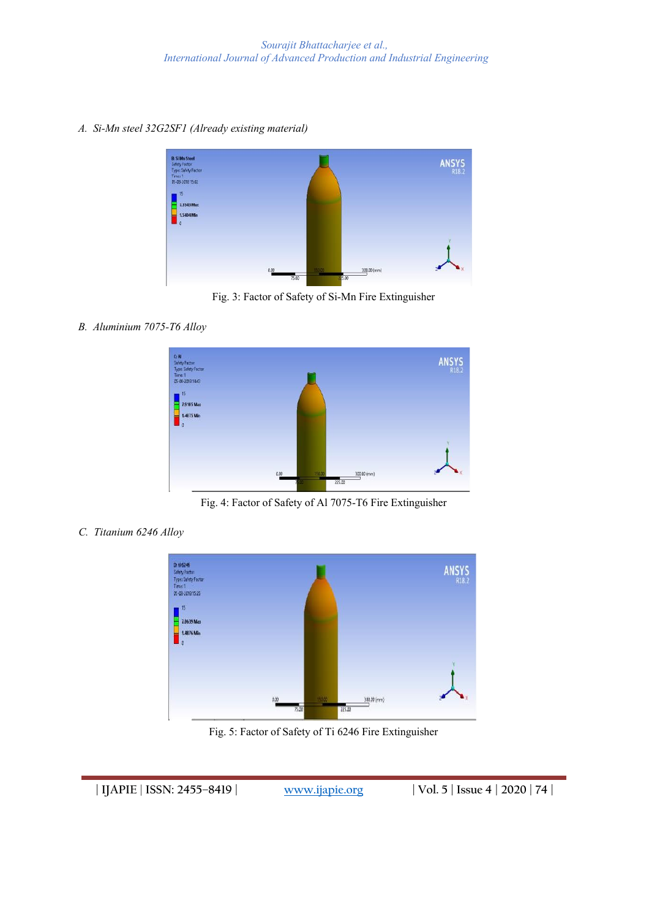A. *Si-Mn steel 32G2SF1 (Already existing material)*

Fig. 3: Factor of Safety of Si-Mn Fire Extinguisher

B. *Aluminium 7075-T6 Alloy*

Fig. 4: Factor of Safety of Al 7075-T6 Fire Extinguisher

C. *Titanium 6246 Alloy*

Fig. 5: Factor of Safety of Ti 6246 Fire Extinguisher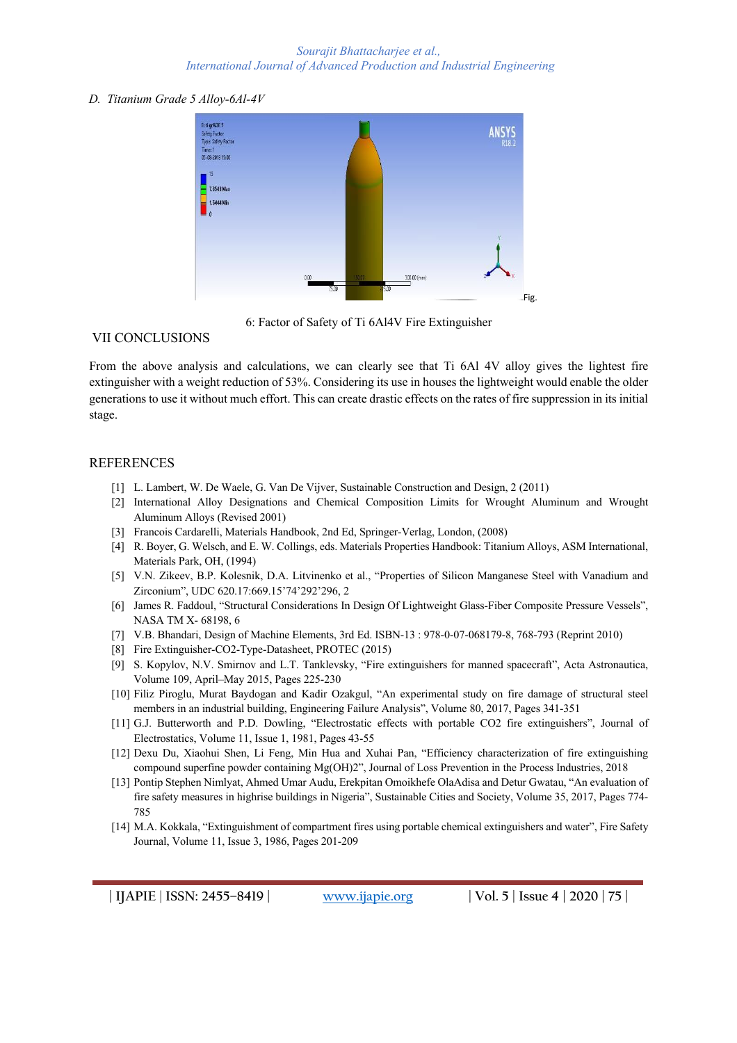*D. Titanium Grade 5 Alloy-6Al-4V*

Fig. 6: Factor of Safety of Ti 6Al4V Fire Extinguisher

## VII CONCLUSIONS

From the above analysis and calculations, we can clearly see that Ti 6Al 4V alloy gives the lightest fire extinguisher with a weight reduction of 53%. Considering its use in houses the lightweight would enable the older generations to use it without much effort. This can create drastic effects on the rates of fire suppression in its initial stage.

## REFERENCES

- [1] L. Lambert, W. De Waele, G. Van De Vijver, Sustainable Construction and Design, 2 (2011)
- [2] International Alloy Designations and Chemical Composition Limits for Wrought Aluminum and Wrought Aluminum Alloys (Revised 2001)
- [3] Francois Cardarelli, Materials Handbook, 2nd Ed, Springer-Verlag, London, (2008)
- [4] R. Boyer, G. Welsch, and E. W. Collings, eds. Materials Properties Handbook: Titanium Alloys, ASM International, Materials Park, OH, (1994)
- [5] V.N. Zikeev, B.P. Kolesnik, D.A. Litvinenko et al., “Properties of Silicon Manganese Steel with Vanadium and Zirconium”, UDC 620.17:669.15’74’292’296, 2
- [6] James R. Faddoul, “Structural Considerations In Design Of Lightweight Glass-Fiber Composite Pressure Vessels”, NASA TM X- 68198, 6
- [7] V.B. Bhandari, Design of Machine Elements, 3rd Ed. ISBN-13 : 978-0-07-068179-8, 768-793 (Reprint 2010)
- [8] Fire Extinguisher-CO2-Type-Datasheet, PROTEC (2015)
- [9] S. Kopylov, N.V. Smirnov and L.T. Tanklevsky, “Fire extinguishers for manned spacecraft”, Acta Astronautica, Volume 109, April–May 2015, Pages 225-230
- [10] Filiz Piroglu, Murat Baydogan and Kadir Ozakgul, “An experimental study on fire damage of structural steel members in an industrial building, Engineering Failure Analysis”, Volume 80, 2017, Pages 341-351
- [11] G.J. Butterworth and P.D. Dowling, “Electrostatic effects with portable CO2 fire extinguishers”, Journal of Electrostatics, Volume 11, Issue 1, 1981, Pages 43-55
- [12] Dexu Du, Xiaohui Shen, Li Feng, Min Hua and Xuhai Pan, “Efficiency characterization of fire extinguishing compound superfine powder containing Mg(OH)2”, Journal of Loss Prevention in the Process Industries, 2018
- [13] Pontip Stephen Nimlyat, Ahmed Umar Audu, Erekpitan Omoikhefe OlaAdisa and Detur Gwatau, “An evaluation of fire safety measures in highrise buildings in Nigeria”, Sustainable Cities and Society, Volume 35, 2017, Pages 774-785
- [14] M.A. Kokkala, “Extinguishment of compartment fires using portable chemical extinguishers and water”, Fire Safety Journal, Volume 11, Issue 3, 1986, Pages 201-209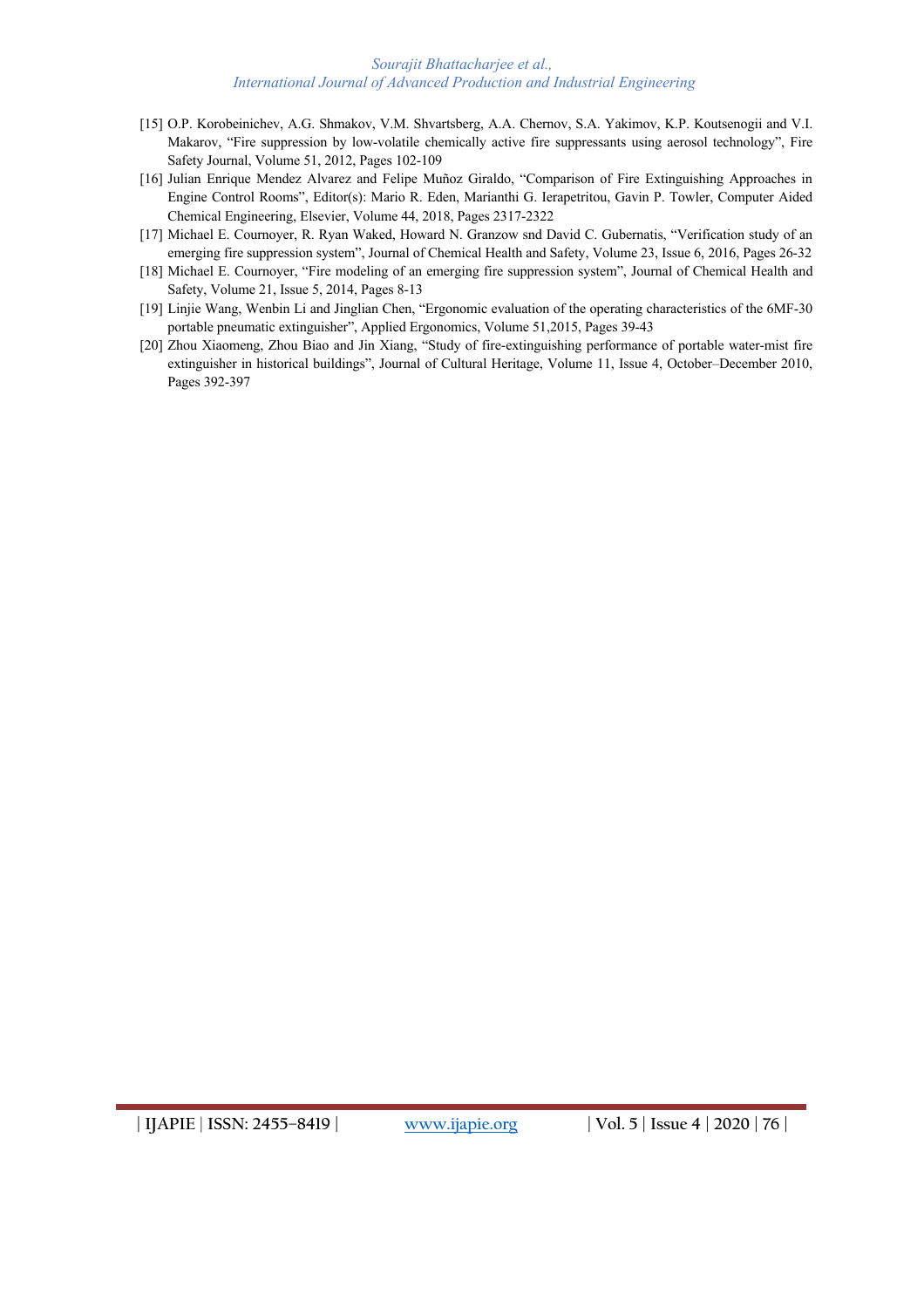[15] O.P. Korobeinichev, A.G. Shmakov, V.M. Shvartsberg, A.A. Chernov, S.A. Yakimov, K.P. Koutsenogii and V.I. Makarov, "Fire suppression by low-volatile chemically active fire suppressants using aerosol technology", Fire Safety Journal, Volume 51, 2012, Pages 102-109

[16] Julian Enrique Mendez Alvarez and Felipe Muñoz Giraldo, "Comparison of Fire Extinguishing Approaches in Engine Control Rooms", Editor(s): Mario R. Eden, Marianthi G. Ierapetritou, Gavin P. Towler, Computer Aided Chemical Engineering, Elsevier, Volume 44, 2018, Pages 2317-2322

[17] Michael E. Cournoyer, R. Ryan Waked, Howard N. Granzow snd David C. Gubernatis, "Verification study of an emerging fire suppression system", Journal of Chemical Health and Safety, Volume 23, Issue 6, 2016, Pages 26-32

[18] Michael E. Cournoyer, "Fire modeling of an emerging fire suppression system", Journal of Chemical Health and Safety, Volume 21, Issue 5, 2014, Pages 8-13

[19] Linjie Wang, Wenbin Li and Jinglian Chen, "Ergonomic evaluation of the operating characteristics of the 6MF-30 portable pneumatic extinguisher", Applied Ergonomics, Volume 51,2015, Pages 39-43

[20] Zhou Xiaomeng, Zhou Biao and Jin Xiang, "Study of fire-extinguishing performance of portable water-mist fire extinguisher in historical buildings", Journal of Cultural Heritage, Volume 11, Issue 4, October–December 2010, Pages 392-397